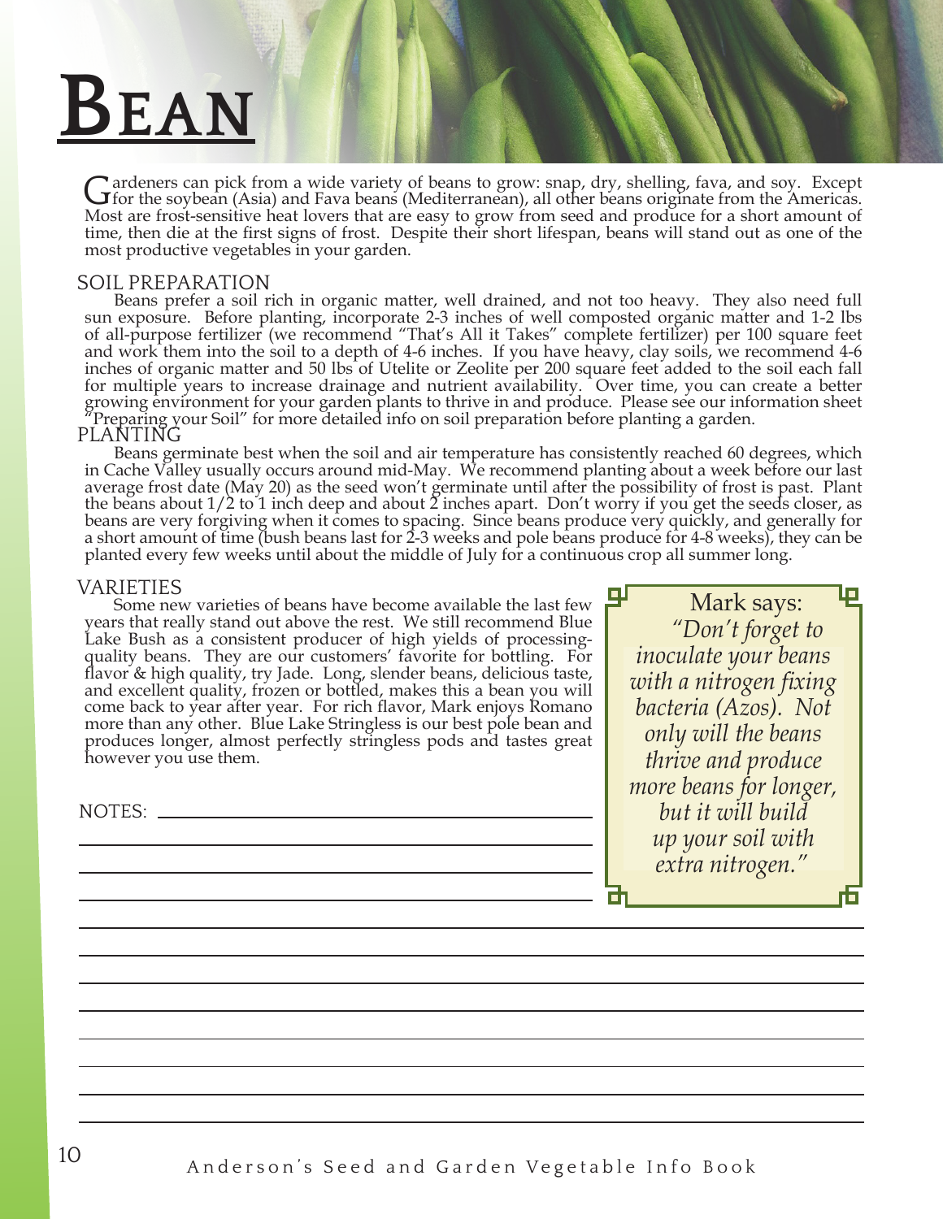# Bean

Gardeners can pick from a wide variety of beans to grow: snap, dry, shelling, fava, and soy. Except for the soybean (Asia) and Fava beans (Mediterranean), all other beans originate from the Americas. Most are frost-sensitive heat lovers that are easy to grow from seed and produce for a short amount of time, then die at the first signs of frost. Despite their short lifespan, beans will stand out as one of the most productive vegetables in your garden.

## SOIL PREPARATION

Beans prefer a soil rich in organic matter, well drained, and not too heavy. They also need full sun exposure. Before planting, incorporate 2-3 inches of well composted organic matter and 1-2 lbs of all-purpose fertilizer (we recommend "That's All it Takes" complete fertilizer) per 100 square feet and work them into the soil to a depth of 4-6 inches. If you have heavy, clay soils, we recommend 4-6 inches of organic matter and 50 lbs of Utelite or Zeolite per 200 square feet added to the soil each fall for multiple years to increase drainage and nutrient availability. Over time, you can create a better growing environment for your garden plants to thrive in and produce. Please see our information sheet "Preparing your Soil" for more detailed info on soil preparation before planting a garden.

## PLANTING

Beans germinate best when the soil and air temperature has consistently reached 60 degrees, which in Cache Valley usually occurs around mid-May. We recommend planting about a week before our last average frost date (May 20) as the seed won't germinate until after the possibility of frost is past. Plant the beans about 1/2 to 1 inch deep and about 2 inches apart. Don't worry if you get the seeds closer, as beans are very forgiving when it comes to spacing. Since beans produce very quickly, and generally for a short amount of time (bush beans last for 2-3 weeks and pole beans produce for 4-8 weeks), they can be planted every few weeks until about the middle of July for a continuous crop all summer long.

## VARIETIES

Some new varieties of beans have become available the last few years that really stand out above the rest. We still recommend Blue Lake Bush as a consistent producer of high yields of processing-quality beans. They are our customers' favorite for bottling. For flavor & high quality, try Jade. Long, slender beans, delicious taste, and excellent quality, frozen or bottled, makes this a bean you will come back to year after year. For rich flavor, Mark enjoys Romano more than any other. Blue Lake Stringless is our best pole bean and produces longer, almost perfectly stringless pods and tastes great however you use them.

> Mark says:
> *"Don't forget to inoculate your beans with a nitrogen fixing bacteria (Azos). Not only will the beans thrive and produce more beans for longer, but it will build up your soil with extra nitrogen."*

NOTES: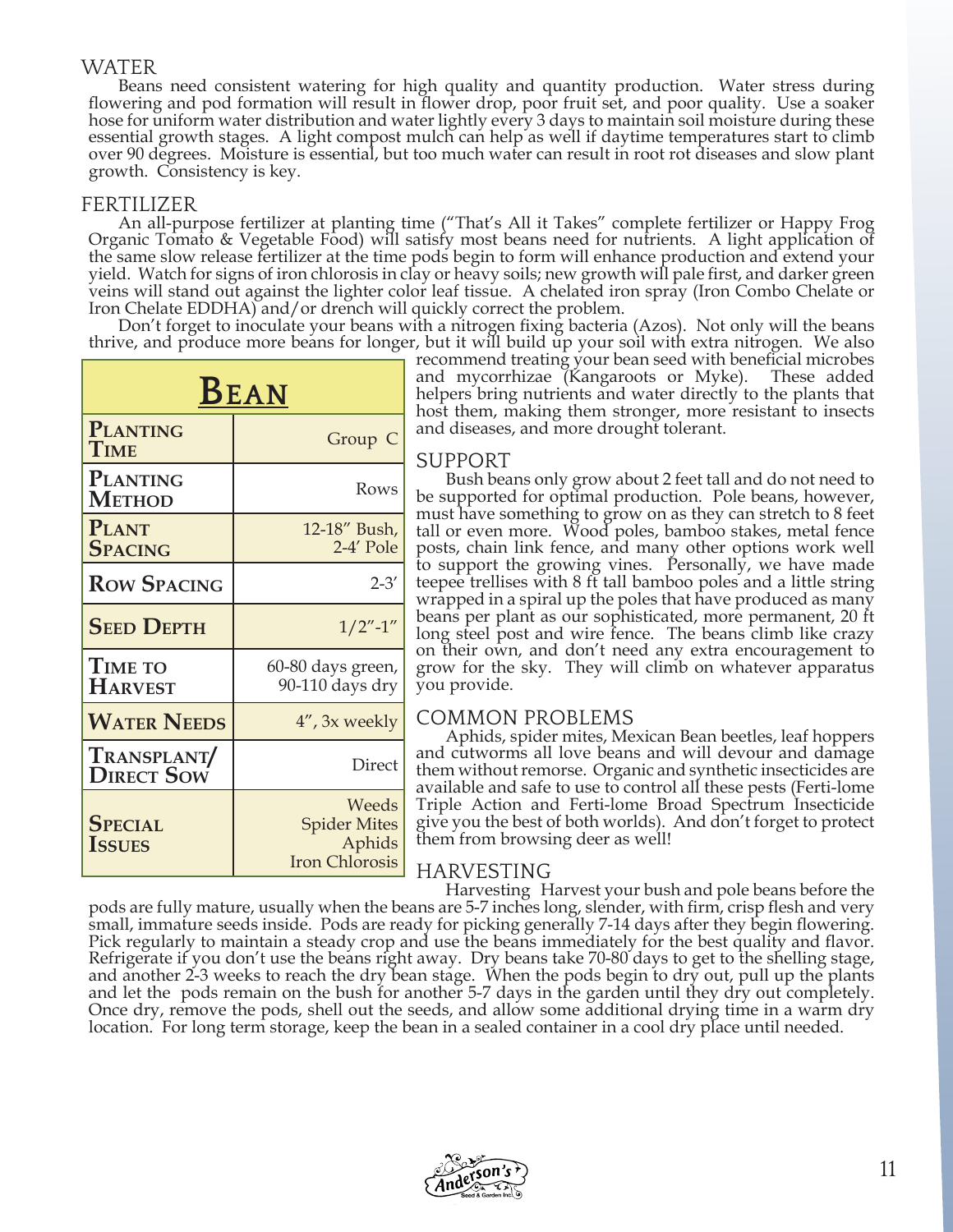## WATER

Beans need consistent watering for high quality and quantity production. Water stress during flowering and pod formation will result in flower drop, poor fruit set, and poor quality. Use a soaker hose for uniform water distribution and water lightly every 3 days to maintain soil moisture during these essential growth stages. A light compost mulch can help as well if daytime temperatures start to climb over 90 degrees. Moisture is essential, but too much water can result in root rot diseases and slow plant growth. Consistency is key.

## FERTILIZER

An all-purpose fertilizer at planting time ("That's All it Takes" complete fertilizer or Happy Frog Organic Tomato & Vegetable Food) will satisfy most beans need for nutrients. A light application of the same slow release fertilizer at the time pods begin to form will enhance production and extend your yield. Watch for signs of iron chlorosis in clay or heavy soils; new growth will pale first, and darker green veins will stand out against the lighter color leaf tissue. A chelated iron spray (Iron Combo Chelate or Iron Chelate EDDHA) and/or drench will quickly correct the problem.

Don't forget to inoculate your beans with a nitrogen fixing bacteria (Azos). Not only will the beans thrive, and produce more beans for longer, but it will build up your soil with extra nitrogen. We also recommend treating your bean seed with beneficial microbes and mycorrhizae (Kangaroots or Myke). These added helpers bring nutrients and water directly to the plants that host them, making them stronger, more resistant to insects and diseases, and more drought tolerant.

| Bean | |
|---|---|
| Planting Time | Group C |
| Planting Method | Rows |
| Plant Spacing | 12-18" Bush, 2-4' Pole |
| Row Spacing | 2-3' |
| Seed Depth | 1/2"-1" |
| Time to Harvest | 60-80 days green, 90-110 days dry |
| Water Needs | 4", 3x weekly |
| Transplant/ Direct Sow | Direct |
| Special Issues | Weeds, Spider Mites, Aphids, Iron Chlorosis |

## SUPPORT

Bush beans only grow about 2 feet tall and do not need to be supported for optimal production. Pole beans, however, must have something to grow on as they can stretch to 8 feet tall or even more. Wood poles, bamboo stakes, metal fence posts, chain link fence, and many other options work well to support the growing vines. Personally, we have made teepee trellises with 8 ft tall bamboo poles and a little string wrapped in a spiral up the poles that have produced as many beans per plant as our sophisticated, more permanent, 20 ft long steel post and wire fence. The beans climb like crazy on their own, and don't need any extra encouragement to grow for the sky. They will climb on whatever apparatus you provide.

## COMMON PROBLEMS

Aphids, spider mites, Mexican Bean beetles, leaf hoppers and cutworms all love beans and will devour and damage them without remorse. Organic and synthetic insecticides are available and safe to use to control all these pests (Ferti-lome Triple Action and Ferti-lome Broad Spectrum Insecticide give you the best of both worlds). And don't forget to protect them from browsing deer as well!

## HARVESTING

Harvesting Harvest your bush and pole beans before the pods are fully mature, usually when the beans are 5-7 inches long, slender, with firm, crisp flesh and very small, immature seeds inside. Pods are ready for picking generally 7-14 days after they begin flowering. Pick regularly to maintain a steady crop and use the beans immediately for the best quality and flavor. Refrigerate if you don't use the beans right away. Dry beans take 70-80 days to get to the shelling stage, and another 2-3 weeks to reach the dry bean stage. When the pods begin to dry out, pull up the plants and let the pods remain on the bush for another 5-7 days in the garden until they dry out completely. Once dry, remove the pods, shell out the seeds, and allow some additional drying time in a warm dry location. For long term storage, keep the bean in a sealed container in a cool dry place until needed.